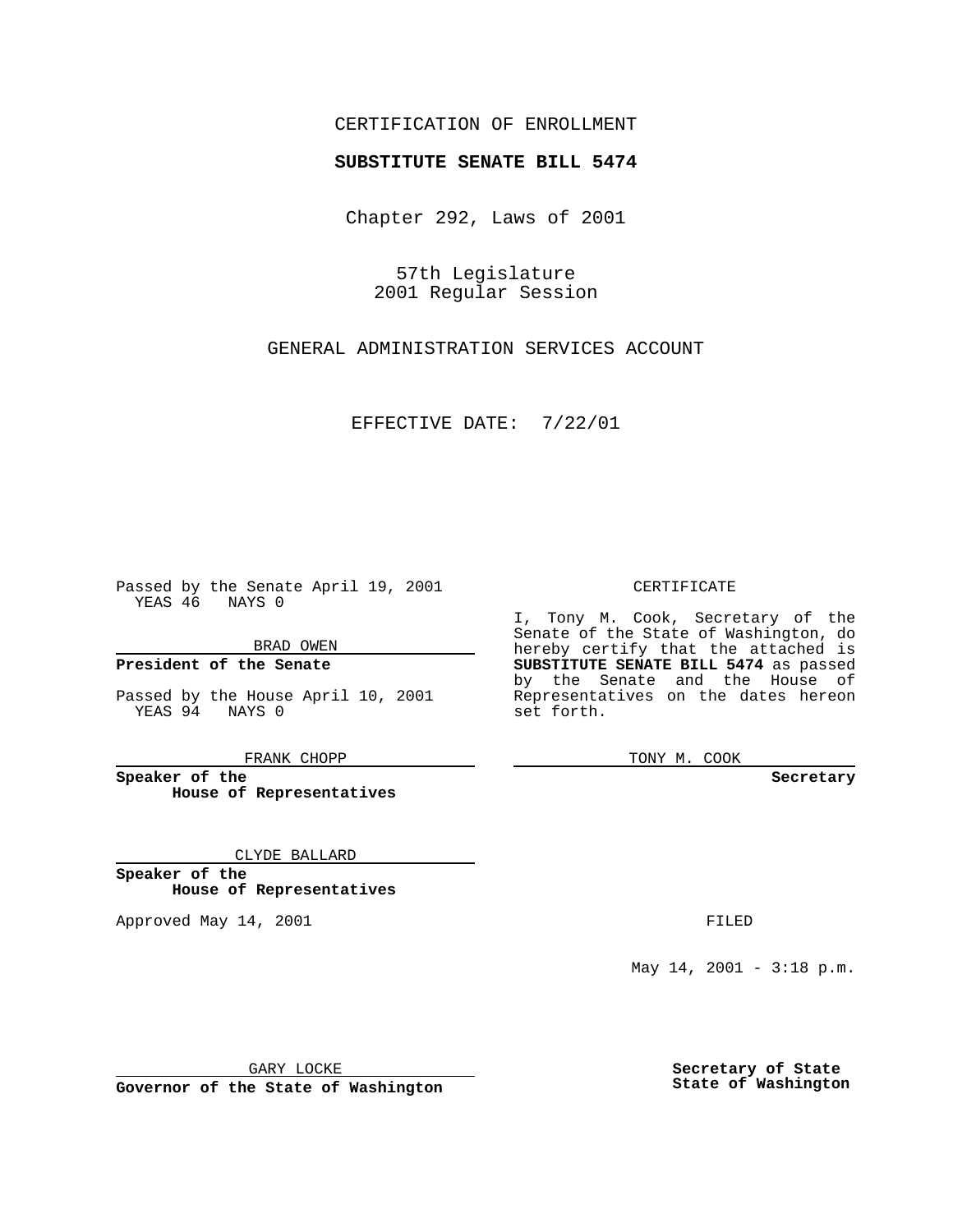CERTIFICATION OF ENROLLMENT

**SUBSTITUTE SENATE BILL 5474**

Chapter 292, Laws of 2001

57th Legislature
2001 Regular Session

GENERAL ADMINISTRATION SERVICES ACCOUNT

EFFECTIVE DATE: 7/22/01

Passed by the Senate April 19, 2001
YEAS 46 NAYS 0

BRAD OWEN

**President of the Senate**

Passed by the House April 10, 2001
YEAS 94 NAYS 0

FRANK CHOPP

**Speaker of the House of Representatives**

CLYDE BALLARD

**Speaker of the House of Representatives**

Approved May 14, 2001

GARY LOCKE

**Governor of the State of Washington**

CERTIFICATE

I, Tony M. Cook, Secretary of the Senate of the State of Washington, do hereby certify that the attached is **SUBSTITUTE SENATE BILL 5474** as passed by the Senate and the House of Representatives on the dates hereon set forth.

TONY M. COOK

**Secretary**

FILED

May 14, 2001 - 3:18 p.m.

**Secretary of State State of Washington**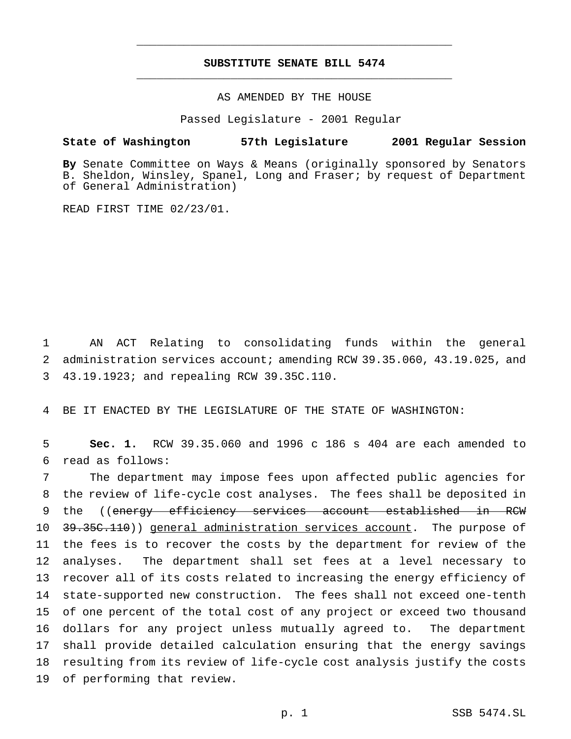# SUBSTITUTE SENATE BILL 5474

AS AMENDED BY THE HOUSE

Passed Legislature - 2001 Regular

**State of Washington 57th Legislature 2001 Regular Session**

**By** Senate Committee on Ways & Means (originally sponsored by Senators B. Sheldon, Winsley, Spanel, Long and Fraser; by request of Department of General Administration)

READ FIRST TIME 02/23/01.

AN ACT Relating to consolidating funds within the general administration services account; amending RCW 39.35.060, 43.19.025, and 43.19.1923; and repealing RCW 39.35C.110.

BE IT ENACTED BY THE LEGISLATURE OF THE STATE OF WASHINGTON:

**Sec. 1.** RCW 39.35.060 and 1996 c 186 s 404 are each amended to read as follows:

The department may impose fees upon affected public agencies for the review of life-cycle cost analyses. The fees shall be deposited in the ((~~energy efficiency services account established in RCW 39.35C.110~~)) <u>general administration services account</u>. The purpose of the fees is to recover the costs by the department for review of the analyses. The department shall set fees at a level necessary to recover all of its costs related to increasing the energy efficiency of state-supported new construction. The fees shall not exceed one-tenth of one percent of the total cost of any project or exceed two thousand dollars for any project unless mutually agreed to. The department shall provide detailed calculation ensuring that the energy savings resulting from its review of life-cycle cost analysis justify the costs of performing that review.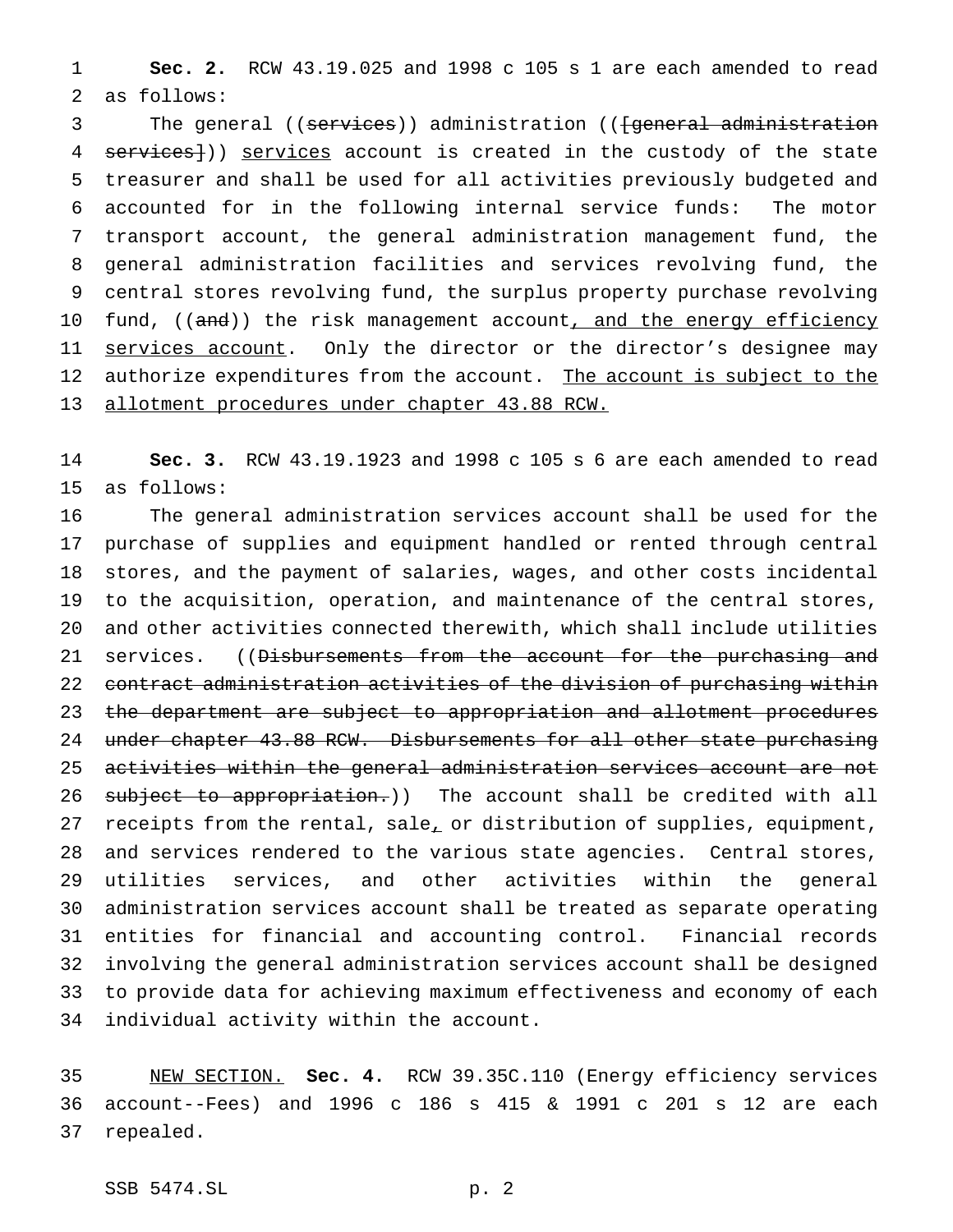**Sec. 2.** RCW 43.19.025 and 1998 c 105 s 1 are each amended to read as follows:

The general ((~~services~~)) administration ((~~[general administration services]~~)) services account is created in the custody of the state treasurer and shall be used for all activities previously budgeted and accounted for in the following internal service funds: The motor transport account, the general administration management fund, the general administration facilities and services revolving fund, the central stores revolving fund, the surplus property purchase revolving fund, ((~~and~~)) the risk management account, and the energy efficiency services account. Only the director or the director's designee may authorize expenditures from the account. The account is subject to the allotment procedures under chapter 43.88 RCW.

**Sec. 3.** RCW 43.19.1923 and 1998 c 105 s 6 are each amended to read as follows:

The general administration services account shall be used for the purchase of supplies and equipment handled or rented through central stores, and the payment of salaries, wages, and other costs incidental to the acquisition, operation, and maintenance of the central stores, and other activities connected therewith, which shall include utilities services. ((~~Disbursements from the account for the purchasing and contract administration activities of the division of purchasing within the department are subject to appropriation and allotment procedures under chapter 43.88 RCW. Disbursements for all other state purchasing activities within the general administration services account are not subject to appropriation.~~)) The account shall be credited with all receipts from the rental, sale, or distribution of supplies, equipment, and services rendered to the various state agencies. Central stores, utilities services, and other activities within the general administration services account shall be treated as separate operating entities for financial and accounting control. Financial records involving the general administration services account shall be designed to provide data for achieving maximum effectiveness and economy of each individual activity within the account.

NEW SECTION. **Sec. 4.** RCW 39.35C.110 (Energy efficiency services account--Fees) and 1996 c 186 s 415 & 1991 c 201 s 12 are each repealed.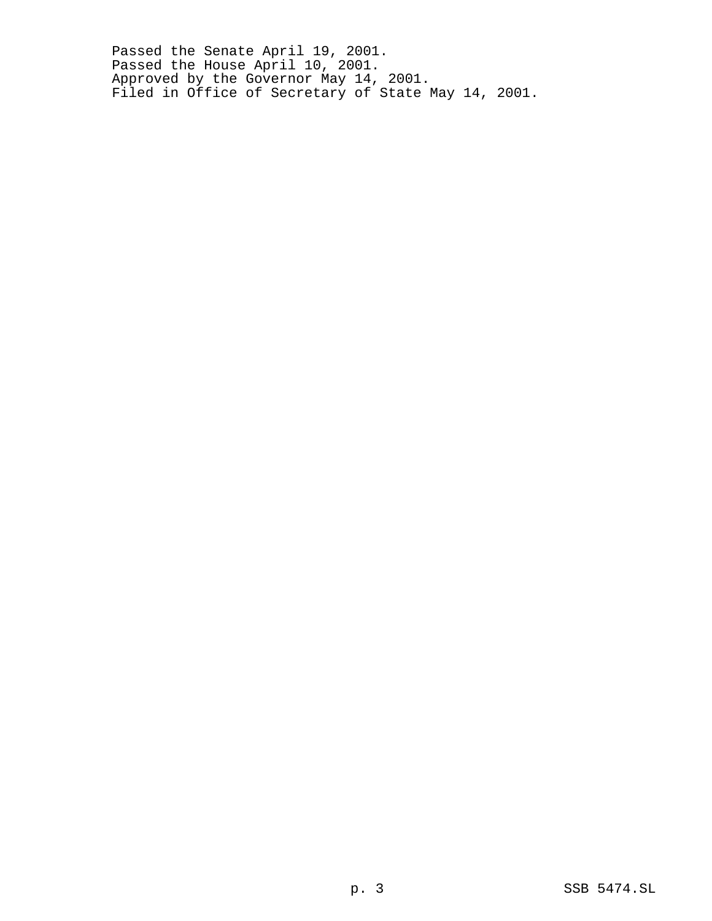Passed the Senate April 19, 2001.
Passed the House April 10, 2001.
Approved by the Governor May 14, 2001.
Filed in Office of Secretary of State May 14, 2001.